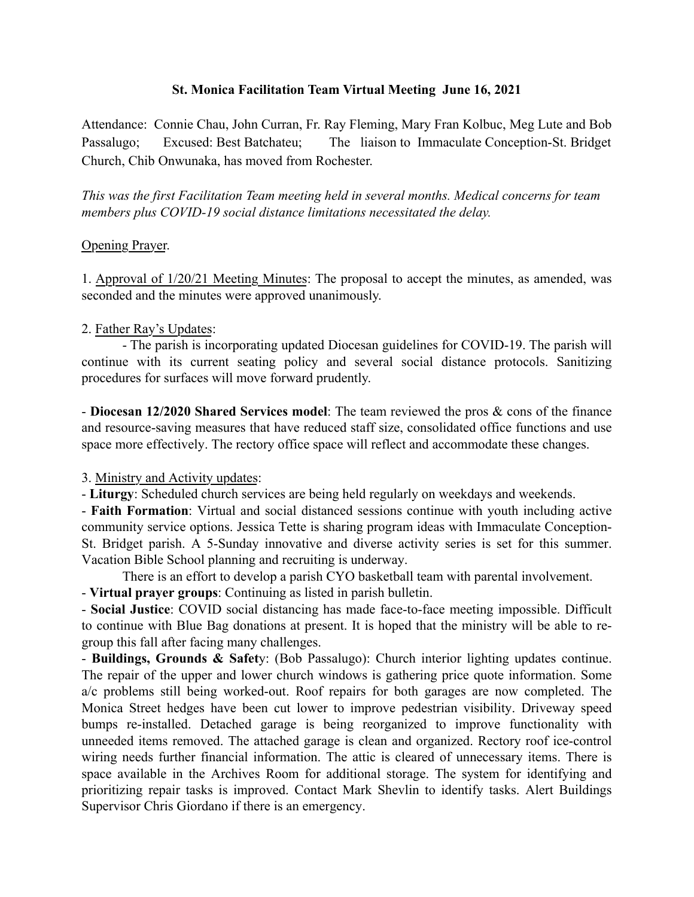**St. Monica Facilitation Team Virtual Meeting June 16, 2021**

Attendance: Connie Chau, John Curran, Fr. Ray Fleming, Mary Fran Kolbuc, Meg Lute and Bob Passalugo; Excused: Best Batchateu; The liaison to Immaculate Conception-St. Bridget Church, Chib Onwunaka, has moved from Rochester.

*This was the first Facilitation Team meeting held in several months. Medical concerns for team members plus COVID-19 social distance limitations necessitated the delay.*

Opening Prayer.

1. Approval of 1/20/21 Meeting Minutes: The proposal to accept the minutes, as amended, was seconded and the minutes were approved unanimously.

2. Father Ray's Updates:

- The parish is incorporating updated Diocesan guidelines for COVID-19. The parish will continue with its current seating policy and several social distance protocols. Sanitizing procedures for surfaces will move forward prudently.

- **Diocesan 12/2020 Shared Services model**: The team reviewed the pros & cons of the finance and resource-saving measures that have reduced staff size, consolidated office functions and use space more effectively. The rectory office space will reflect and accommodate these changes.

3. Ministry and Activity updates:

- **Liturgy**: Scheduled church services are being held regularly on weekdays and weekends.
- **Faith Formation**: Virtual and social distanced sessions continue with youth including active community service options. Jessica Tette is sharing program ideas with Immaculate Conception-St. Bridget parish. A 5-Sunday innovative and diverse activity series is set for this summer. Vacation Bible School planning and recruiting is underway.

  There is an effort to develop a parish CYO basketball team with parental involvement.
- **Virtual prayer groups**: Continuing as listed in parish bulletin.
- **Social Justice**: COVID social distancing has made face-to-face meeting impossible. Difficult to continue with Blue Bag donations at present. It is hoped that the ministry will be able to re-group this fall after facing many challenges.
- **Buildings, Grounds & Safety**: (Bob Passalugo): Church interior lighting updates continue. The repair of the upper and lower church windows is gathering price quote information. Some a/c problems still being worked-out. Roof repairs for both garages are now completed. The Monica Street hedges have been cut lower to improve pedestrian visibility. Driveway speed bumps re-installed. Detached garage is being reorganized to improve functionality with unneeded items removed. The attached garage is clean and organized. Rectory roof ice-control wiring needs further financial information. The attic is cleared of unnecessary items. There is space available in the Archives Room for additional storage. The system for identifying and prioritizing repair tasks is improved. Contact Mark Shevlin to identify tasks. Alert Buildings Supervisor Chris Giordano if there is an emergency.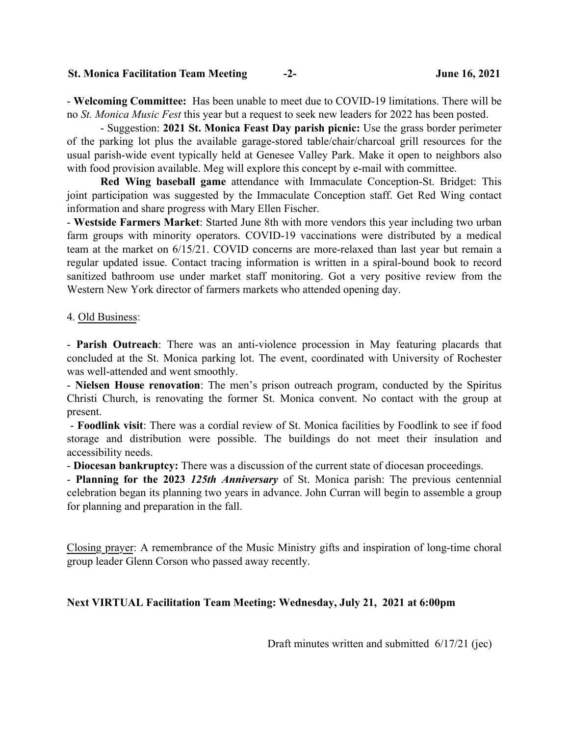- **Welcoming Committee:** Has been unable to meet due to COVID-19 limitations. There will be no *St. Monica Music Fest* this year but a request to seek new leaders for 2022 has been posted.

- Suggestion: **2021 St. Monica Feast Day parish picnic:** Use the grass border perimeter of the parking lot plus the available garage-stored table/chair/charcoal grill resources for the usual parish-wide event typically held at Genesee Valley Park. Make it open to neighbors also with food provision available. Meg will explore this concept by e-mail with committee.

**Red Wing baseball game** attendance with Immaculate Conception-St. Bridget: This joint participation was suggested by the Immaculate Conception staff. Get Red Wing contact information and share progress with Mary Ellen Fischer.

- **Westside Farmers Market**: Started June 8th with more vendors this year including two urban farm groups with minority operators. COVID-19 vaccinations were distributed by a medical team at the market on 6/15/21. COVID concerns are more-relaxed than last year but remain a regular updated issue. Contact tracing information is written in a spiral-bound book to record sanitized bathroom use under market staff monitoring. Got a very positive review from the Western New York director of farmers markets who attended opening day.

4. Old Business:

- **Parish Outreach**: There was an anti-violence procession in May featuring placards that concluded at the St. Monica parking lot. The event, coordinated with University of Rochester was well-attended and went smoothly.
- **Nielsen House renovation**: The men's prison outreach program, conducted by the Spiritus Christi Church, is renovating the former St. Monica convent. No contact with the group at present.
- **Foodlink visit**: There was a cordial review of St. Monica facilities by Foodlink to see if food storage and distribution were possible. The buildings do not meet their insulation and accessibility needs.
- **Diocesan bankruptcy:** There was a discussion of the current state of diocesan proceedings.
- **Planning for the 2023 *125th Anniversary*** of St. Monica parish: The previous centennial celebration began its planning two years in advance. John Curran will begin to assemble a group for planning and preparation in the fall.

Closing prayer: A remembrance of the Music Ministry gifts and inspiration of long-time choral group leader Glenn Corson who passed away recently.

**Next VIRTUAL Facilitation Team Meeting: Wednesday, July 21, 2021 at 6:00pm**

Draft minutes written and submitted 6/17/21 (jec)